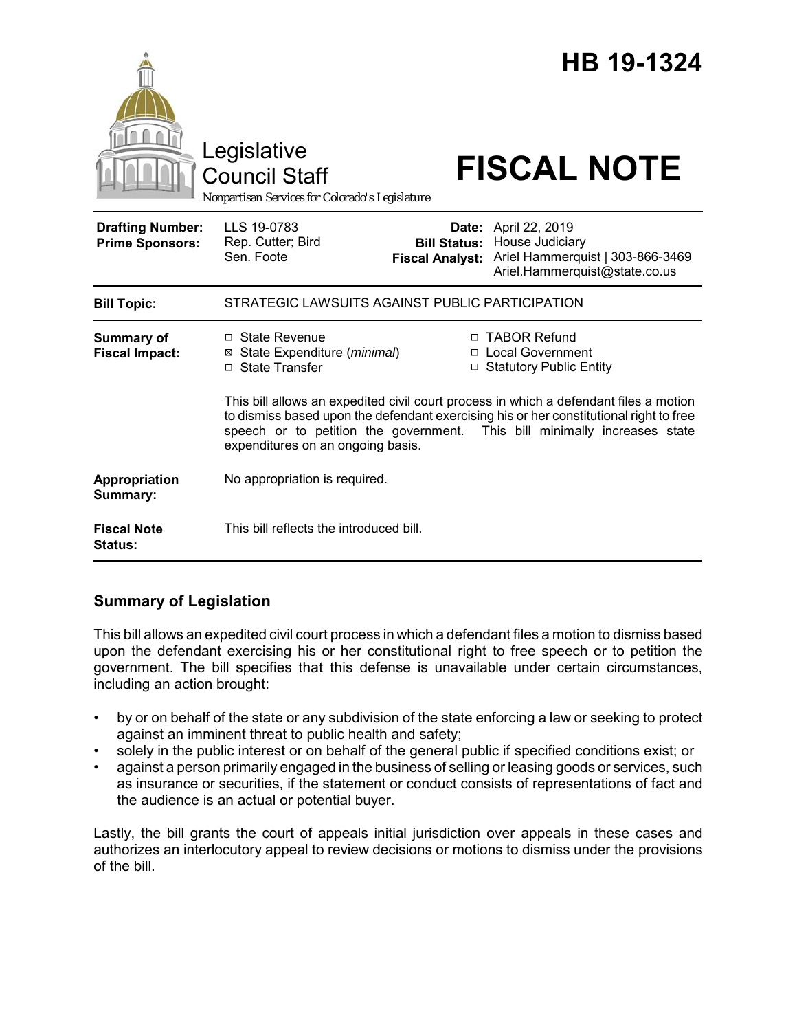# HB 19-1324

Legislative Council Staff

*Nonpartisan Services for Colorado's Legislature*

# FISCAL NOTE

| | | | |
|---|---|---|---|
| **Drafting Number:** | LLS 19-0783 | **Date:** | April 22, 2019 |
| **Prime Sponsors:** | Rep. Cutter; Bird<br>Sen. Foote | **Bill Status:** | House Judiciary |
| | | **Fiscal Analyst:** | Ariel Hammerquist \| 303-866-3469<br>Ariel.Hammerquist@state.co.us |

| | |
|---|---|
| **Bill Topic:** | STRATEGIC LAWSUITS AGAINST PUBLIC PARTICIPATION |
| **Summary of Fiscal Impact:** | ☐ State Revenue ☒ State Expenditure (*minimal*) ☐ State Transfer ☐ TABOR Refund ☐ Local Government ☐ Statutory Public Entity<br><br>This bill allows an expedited civil court process in which a defendant files a motion to dismiss based upon the defendant exercising his or her constitutional right to free speech or to petition the government. This bill minimally increases state expenditures on an ongoing basis. |
| **Appropriation Summary:** | No appropriation is required. |
| **Fiscal Note Status:** | This bill reflects the introduced bill. |

## Summary of Legislation

This bill allows an expedited civil court process in which a defendant files a motion to dismiss based upon the defendant exercising his or her constitutional right to free speech or to petition the government. The bill specifies that this defense is unavailable under certain circumstances, including an action brought:

- by or on behalf of the state or any subdivision of the state enforcing a law or seeking to protect against an imminent threat to public health and safety;
- solely in the public interest or on behalf of the general public if specified conditions exist; or
- against a person primarily engaged in the business of selling or leasing goods or services, such as insurance or securities, if the statement or conduct consists of representations of fact and the audience is an actual or potential buyer.

Lastly, the bill grants the court of appeals initial jurisdiction over appeals in these cases and authorizes an interlocutory appeal to review decisions or motions to dismiss under the provisions of the bill.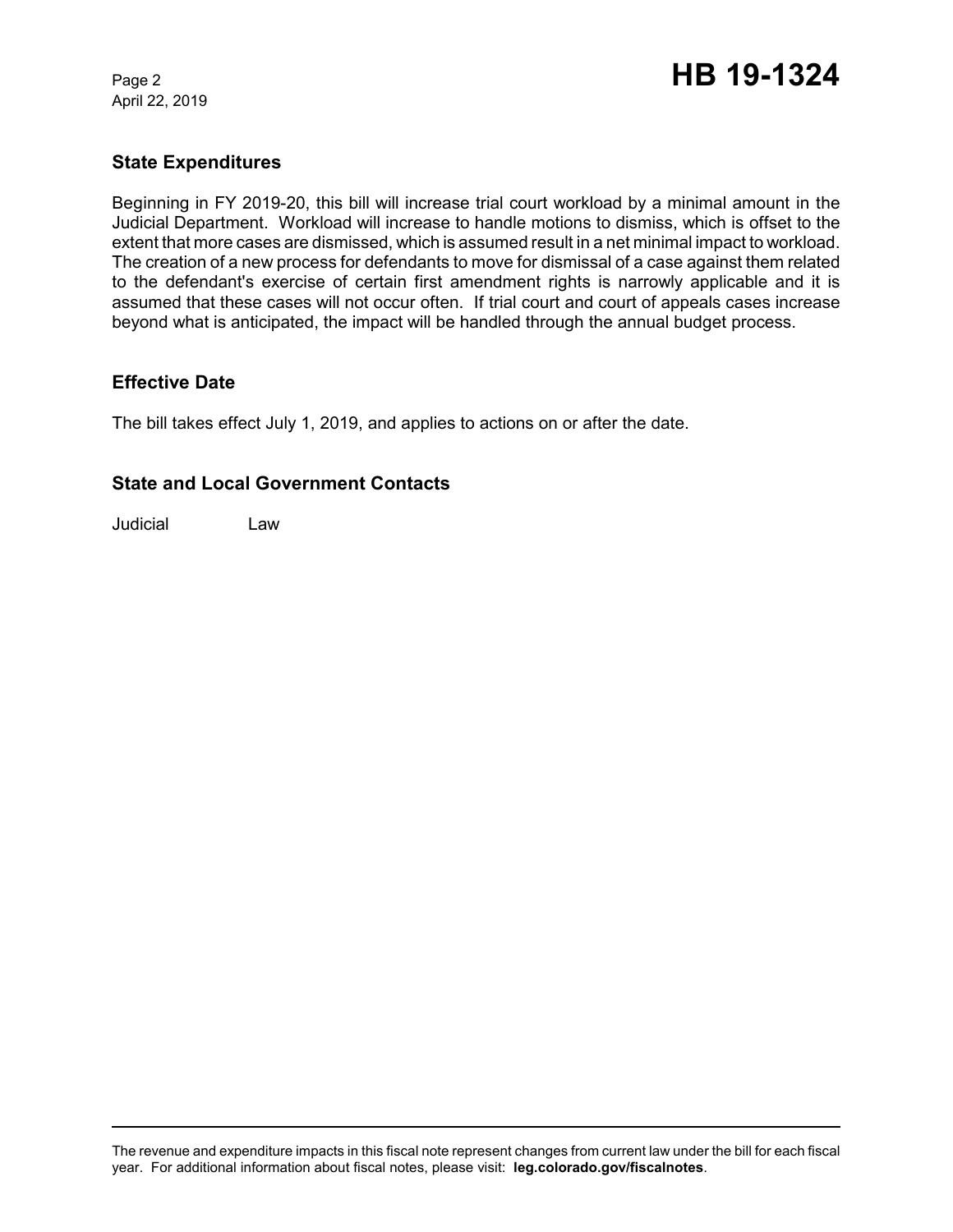## State Expenditures

Beginning in FY 2019-20, this bill will increase trial court workload by a minimal amount in the Judicial Department. Workload will increase to handle motions to dismiss, which is offset to the extent that more cases are dismissed, which is assumed result in a net minimal impact to workload. The creation of a new process for defendants to move for dismissal of a case against them related to the defendant's exercise of certain first amendment rights is narrowly applicable and it is assumed that these cases will not occur often. If trial court and court of appeals cases increase beyond what is anticipated, the impact will be handled through the annual budget process.

## Effective Date

The bill takes effect July 1, 2019, and applies to actions on or after the date.

## State and Local Government Contacts

Judicial Law

The revenue and expenditure impacts in this fiscal note represent changes from current law under the bill for each fiscal year. For additional information about fiscal notes, please visit: **leg.colorado.gov/fiscalnotes**.